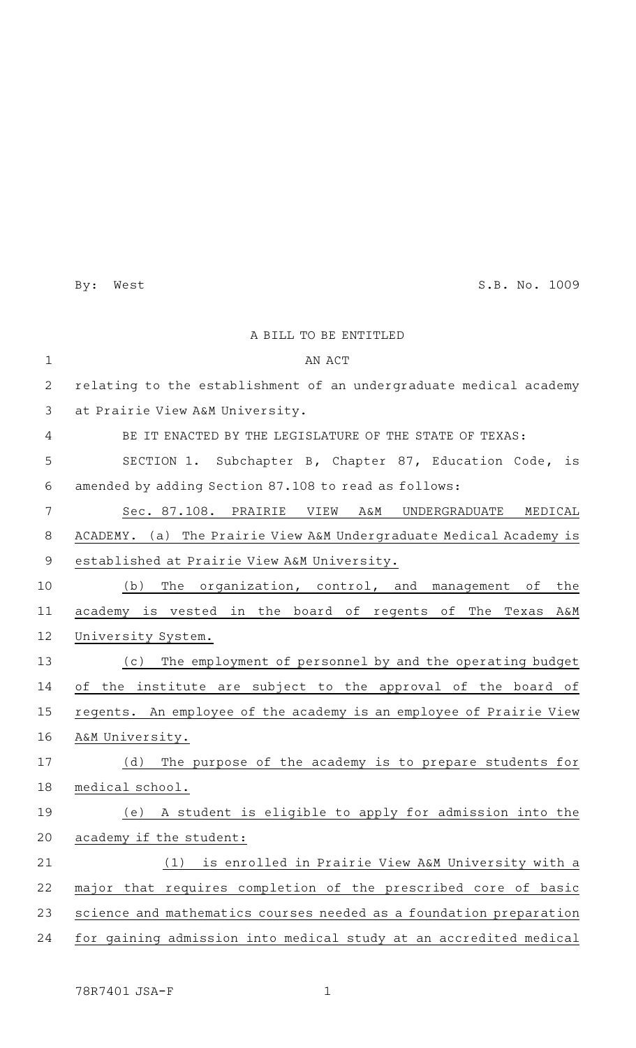By: West S.B. No. 1009

A BILL TO BE ENTITLED

AN ACT

relating to the establishment of an undergraduate medical academy at Prairie View A&M University.

BE IT ENACTED BY THE LEGISLATURE OF THE STATE OF TEXAS:

SECTION 1. Subchapter B, Chapter 87, Education Code, is amended by adding Section 87.108 to read as follows:

Sec. 87.108. PRAIRIE VIEW A&M UNDERGRADUATE MEDICAL ACADEMY. (a) The Prairie View A&M Undergraduate Medical Academy is established at Prairie View A&M University.

(b) The organization, control, and management of the academy is vested in the board of regents of The Texas A&M University System.

(c) The employment of personnel by and the operating budget of the institute are subject to the approval of the board of regents. An employee of the academy is an employee of Prairie View A&M University.

(d) The purpose of the academy is to prepare students for medical school.

(e) A student is eligible to apply for admission into the academy if the student:

(1) is enrolled in Prairie View A&M University with a major that requires completion of the prescribed core of basic science and mathematics courses needed as a foundation preparation for gaining admission into medical study at an accredited medical

78R7401 JSA-F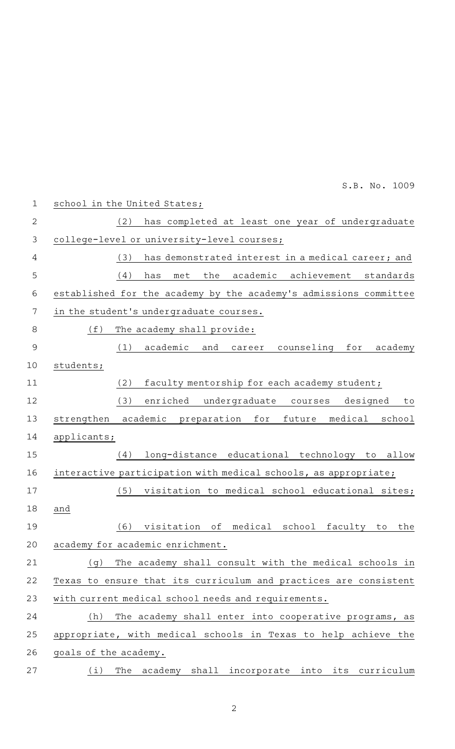school in the United States;

(2) has completed at least one year of undergraduate college-level or university-level courses;

(3) has demonstrated interest in a medical career; and

(4) has met the academic achievement standards established for the academy by the academy's admissions committee in the student's undergraduate courses.

(f) The academy shall provide:

(1) academic and career counseling for academy students;

(2) faculty mentorship for each academy student;

(3) enriched undergraduate courses designed to strengthen academic preparation for future medical school applicants;

(4) long-distance educational technology to allow interactive participation with medical schools, as appropriate;

(5) visitation to medical school educational sites; and

(6) visitation of medical school faculty to the academy for academic enrichment.

(g) The academy shall consult with the medical schools in Texas to ensure that its curriculum and practices are consistent with current medical school needs and requirements.

(h) The academy shall enter into cooperative programs, as appropriate, with medical schools in Texas to help achieve the goals of the academy.

(i) The academy shall incorporate into its curriculum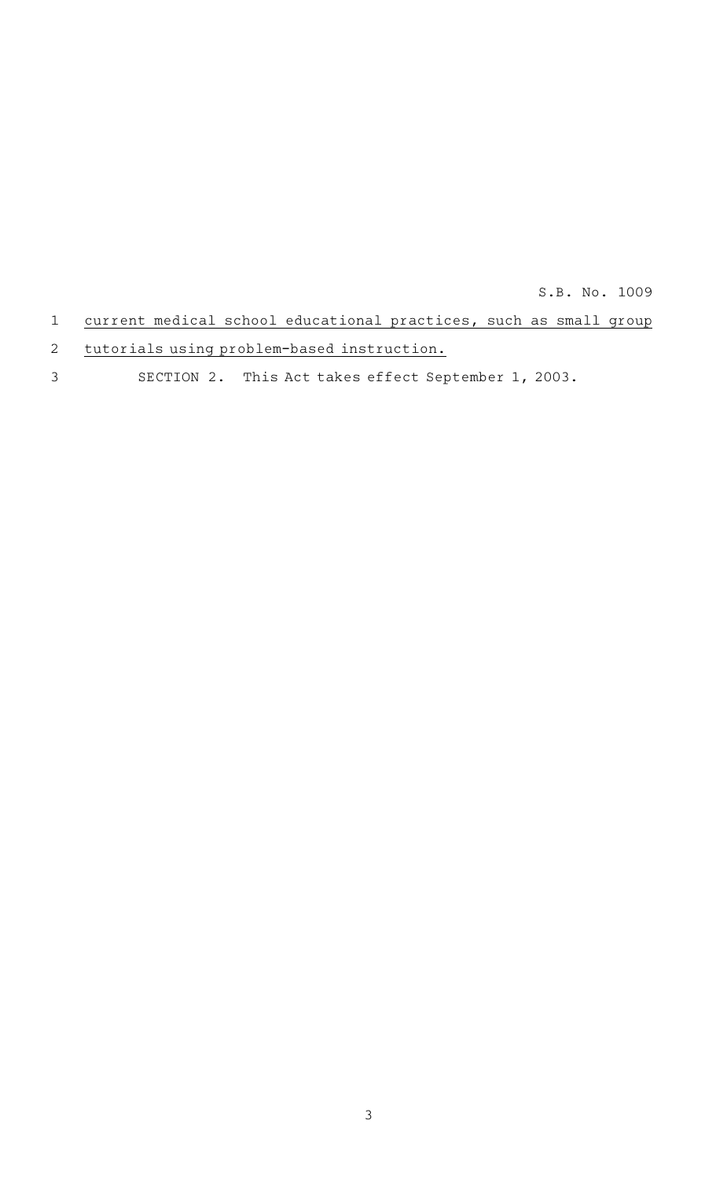<u>current medical school educational practices, such as small group tutorials using problem-based instruction.</u>

SECTION 2. This Act takes effect September 1, 2003.